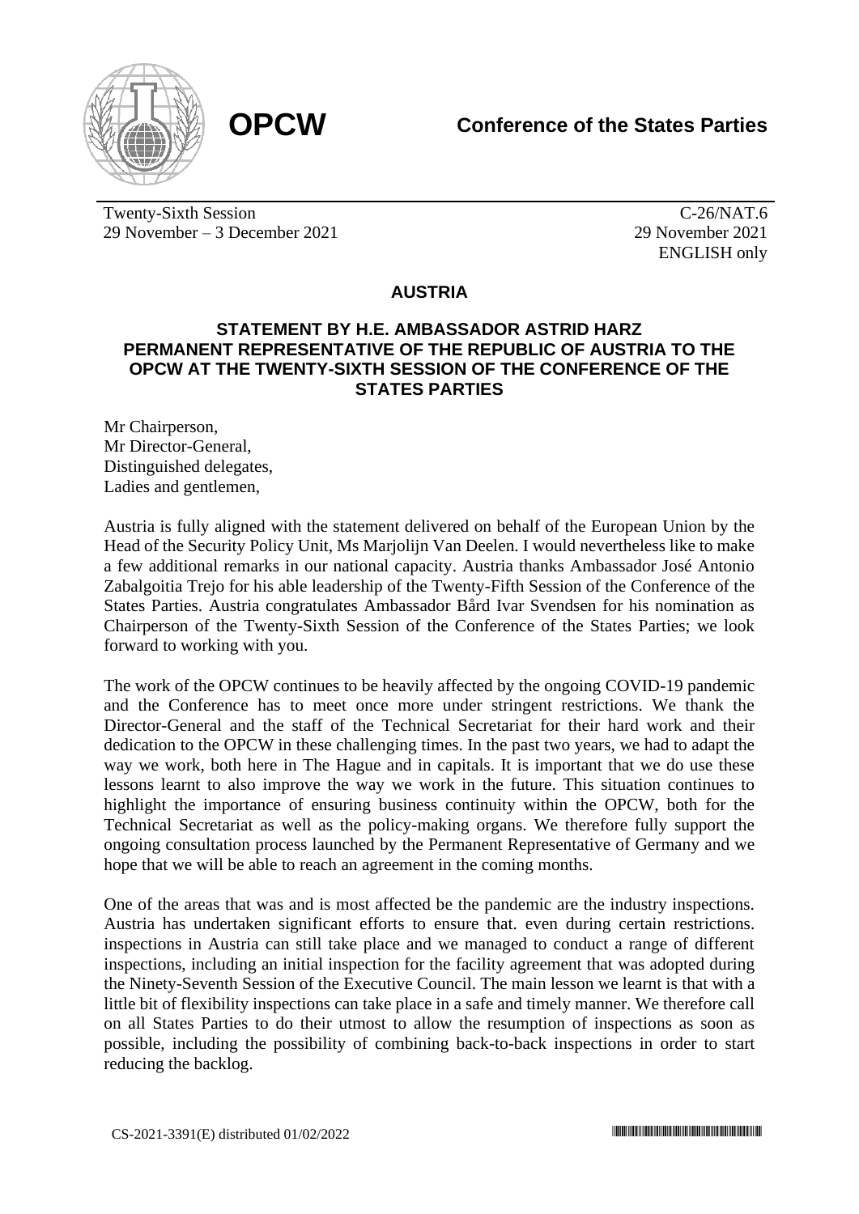**OPCW**

**Conference of the States Parties**

Twenty-Sixth Session
29 November – 3 December 2021

C-26/NAT.6
29 November 2021
ENGLISH only

## AUSTRIA

### STATEMENT BY H.E. AMBASSADOR ASTRID HARZ PERMANENT REPRESENTATIVE OF THE REPUBLIC OF AUSTRIA TO THE OPCW AT THE TWENTY-SIXTH SESSION OF THE CONFERENCE OF THE STATES PARTIES

Mr Chairperson,
Mr Director-General,
Distinguished delegates,
Ladies and gentlemen,

Austria is fully aligned with the statement delivered on behalf of the European Union by the Head of the Security Policy Unit, Ms Marjolijn Van Deelen. I would nevertheless like to make a few additional remarks in our national capacity. Austria thanks Ambassador José Antonio Zabalgoitia Trejo for his able leadership of the Twenty-Fifth Session of the Conference of the States Parties. Austria congratulates Ambassador Bård Ivar Svendsen for his nomination as Chairperson of the Twenty-Sixth Session of the Conference of the States Parties; we look forward to working with you.

The work of the OPCW continues to be heavily affected by the ongoing COVID-19 pandemic and the Conference has to meet once more under stringent restrictions. We thank the Director-General and the staff of the Technical Secretariat for their hard work and their dedication to the OPCW in these challenging times. In the past two years, we had to adapt the way we work, both here in The Hague and in capitals. It is important that we do use these lessons learnt to also improve the way we work in the future. This situation continues to highlight the importance of ensuring business continuity within the OPCW, both for the Technical Secretariat as well as the policy-making organs. We therefore fully support the ongoing consultation process launched by the Permanent Representative of Germany and we hope that we will be able to reach an agreement in the coming months.

One of the areas that was and is most affected be the pandemic are the industry inspections. Austria has undertaken significant efforts to ensure that. even during certain restrictions. inspections in Austria can still take place and we managed to conduct a range of different inspections, including an initial inspection for the facility agreement that was adopted during the Ninety-Seventh Session of the Executive Council. The main lesson we learnt is that with a little bit of flexibility inspections can take place in a safe and timely manner. We therefore call on all States Parties to do their utmost to allow the resumption of inspections as soon as possible, including the possibility of combining back-to-back inspections in order to start reducing the backlog.

CS-2021-3391(E) distributed 01/02/2022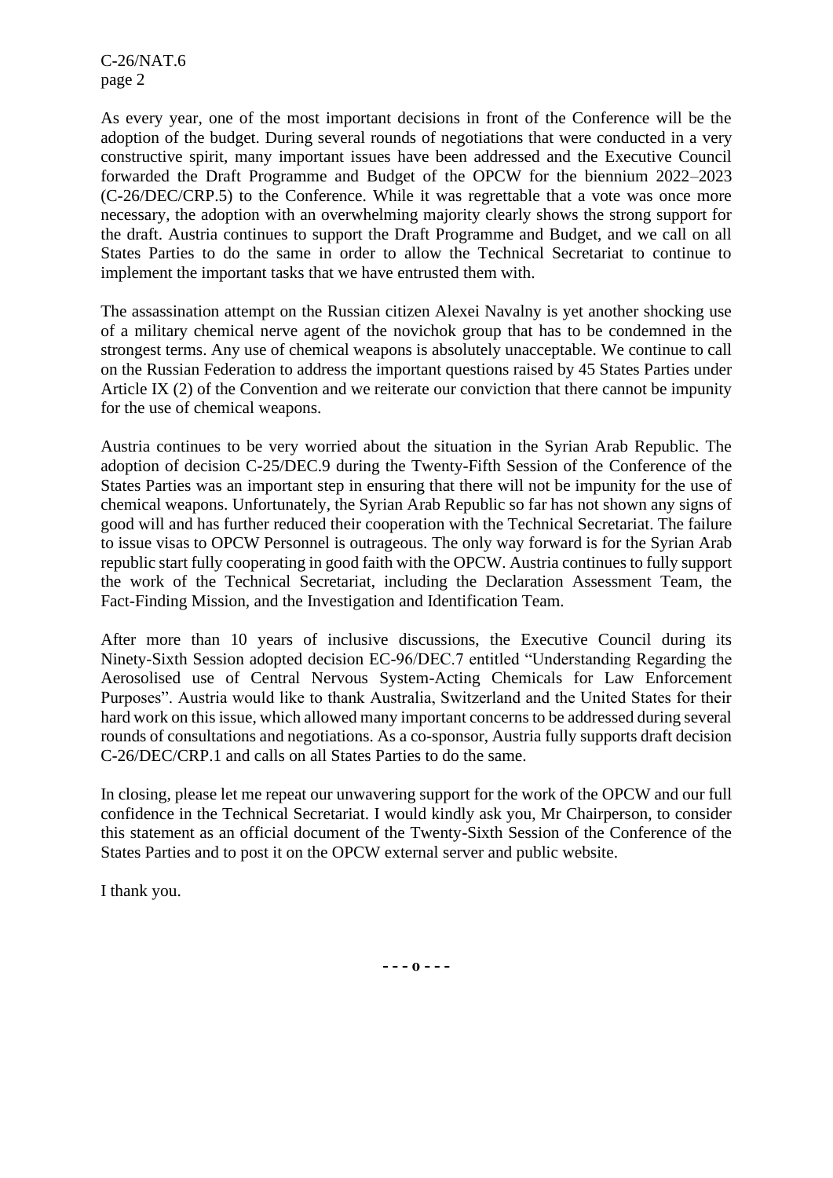As every year, one of the most important decisions in front of the Conference will be the adoption of the budget. During several rounds of negotiations that were conducted in a very constructive spirit, many important issues have been addressed and the Executive Council forwarded the Draft Programme and Budget of the OPCW for the biennium 2022–2023 (C-26/DEC/CRP.5) to the Conference. While it was regrettable that a vote was once more necessary, the adoption with an overwhelming majority clearly shows the strong support for the draft. Austria continues to support the Draft Programme and Budget, and we call on all States Parties to do the same in order to allow the Technical Secretariat to continue to implement the important tasks that we have entrusted them with.

The assassination attempt on the Russian citizen Alexei Navalny is yet another shocking use of a military chemical nerve agent of the novichok group that has to be condemned in the strongest terms. Any use of chemical weapons is absolutely unacceptable. We continue to call on the Russian Federation to address the important questions raised by 45 States Parties under Article IX (2) of the Convention and we reiterate our conviction that there cannot be impunity for the use of chemical weapons.

Austria continues to be very worried about the situation in the Syrian Arab Republic. The adoption of decision C-25/DEC.9 during the Twenty-Fifth Session of the Conference of the States Parties was an important step in ensuring that there will not be impunity for the use of chemical weapons. Unfortunately, the Syrian Arab Republic so far has not shown any signs of good will and has further reduced their cooperation with the Technical Secretariat. The failure to issue visas to OPCW Personnel is outrageous. The only way forward is for the Syrian Arab republic start fully cooperating in good faith with the OPCW. Austria continues to fully support the work of the Technical Secretariat, including the Declaration Assessment Team, the Fact-Finding Mission, and the Investigation and Identification Team.

After more than 10 years of inclusive discussions, the Executive Council during its Ninety-Sixth Session adopted decision EC-96/DEC.7 entitled "Understanding Regarding the Aerosolised use of Central Nervous System-Acting Chemicals for Law Enforcement Purposes". Austria would like to thank Australia, Switzerland and the United States for their hard work on this issue, which allowed many important concerns to be addressed during several rounds of consultations and negotiations. As a co-sponsor, Austria fully supports draft decision C-26/DEC/CRP.1 and calls on all States Parties to do the same.

In closing, please let me repeat our unwavering support for the work of the OPCW and our full confidence in the Technical Secretariat. I would kindly ask you, Mr Chairperson, to consider this statement as an official document of the Twenty-Sixth Session of the Conference of the States Parties and to post it on the OPCW external server and public website.

I thank you.

**- - - o - - -**